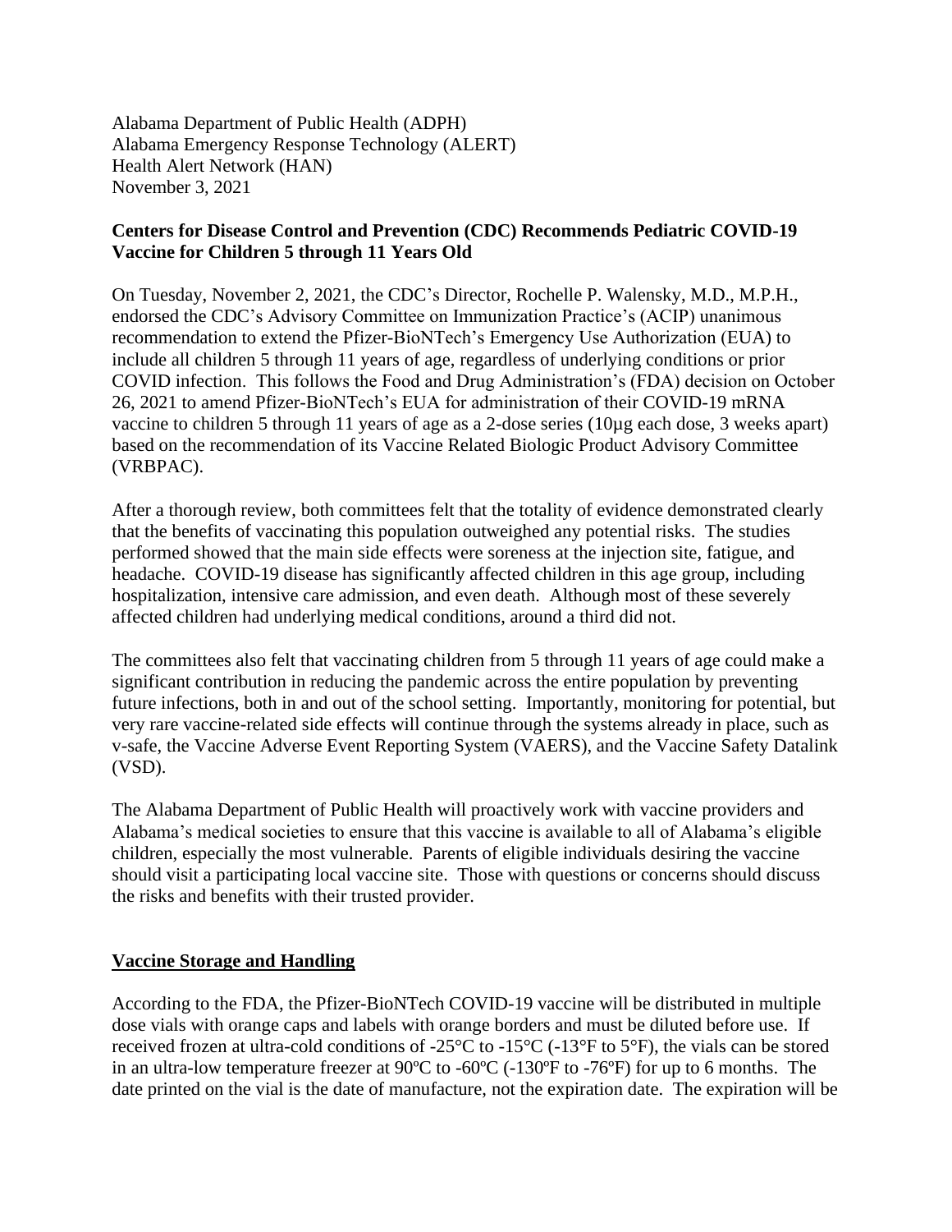Alabama Department of Public Health (ADPH)
Alabama Emergency Response Technology (ALERT)
Health Alert Network (HAN)
November 3, 2021

**Centers for Disease Control and Prevention (CDC) Recommends Pediatric COVID-19 Vaccine for Children 5 through 11 Years Old**

On Tuesday, November 2, 2021, the CDC's Director, Rochelle P. Walensky, M.D., M.P.H., endorsed the CDC's Advisory Committee on Immunization Practice's (ACIP) unanimous recommendation to extend the Pfizer-BioNTech's Emergency Use Authorization (EUA) to include all children 5 through 11 years of age, regardless of underlying conditions or prior COVID infection. This follows the Food and Drug Administration's (FDA) decision on October 26, 2021 to amend Pfizer-BioNTech's EUA for administration of their COVID-19 mRNA vaccine to children 5 through 11 years of age as a 2-dose series (10µg each dose, 3 weeks apart) based on the recommendation of its Vaccine Related Biologic Product Advisory Committee (VRBPAC).

After a thorough review, both committees felt that the totality of evidence demonstrated clearly that the benefits of vaccinating this population outweighed any potential risks. The studies performed showed that the main side effects were soreness at the injection site, fatigue, and headache. COVID-19 disease has significantly affected children in this age group, including hospitalization, intensive care admission, and even death. Although most of these severely affected children had underlying medical conditions, around a third did not.

The committees also felt that vaccinating children from 5 through 11 years of age could make a significant contribution in reducing the pandemic across the entire population by preventing future infections, both in and out of the school setting. Importantly, monitoring for potential, but very rare vaccine-related side effects will continue through the systems already in place, such as v-safe, the Vaccine Adverse Event Reporting System (VAERS), and the Vaccine Safety Datalink (VSD).

The Alabama Department of Public Health will proactively work with vaccine providers and Alabama's medical societies to ensure that this vaccine is available to all of Alabama's eligible children, especially the most vulnerable. Parents of eligible individuals desiring the vaccine should visit a participating local vaccine site. Those with questions or concerns should discuss the risks and benefits with their trusted provider.

## Vaccine Storage and Handling

According to the FDA, the Pfizer-BioNTech COVID-19 vaccine will be distributed in multiple dose vials with orange caps and labels with orange borders and must be diluted before use. If received frozen at ultra-cold conditions of -25°C to -15°C (-13°F to 5°F), the vials can be stored in an ultra-low temperature freezer at 90ºC to -60ºC (-130ºF to -76ºF) for up to 6 months. The date printed on the vial is the date of manufacture, not the expiration date. The expiration will be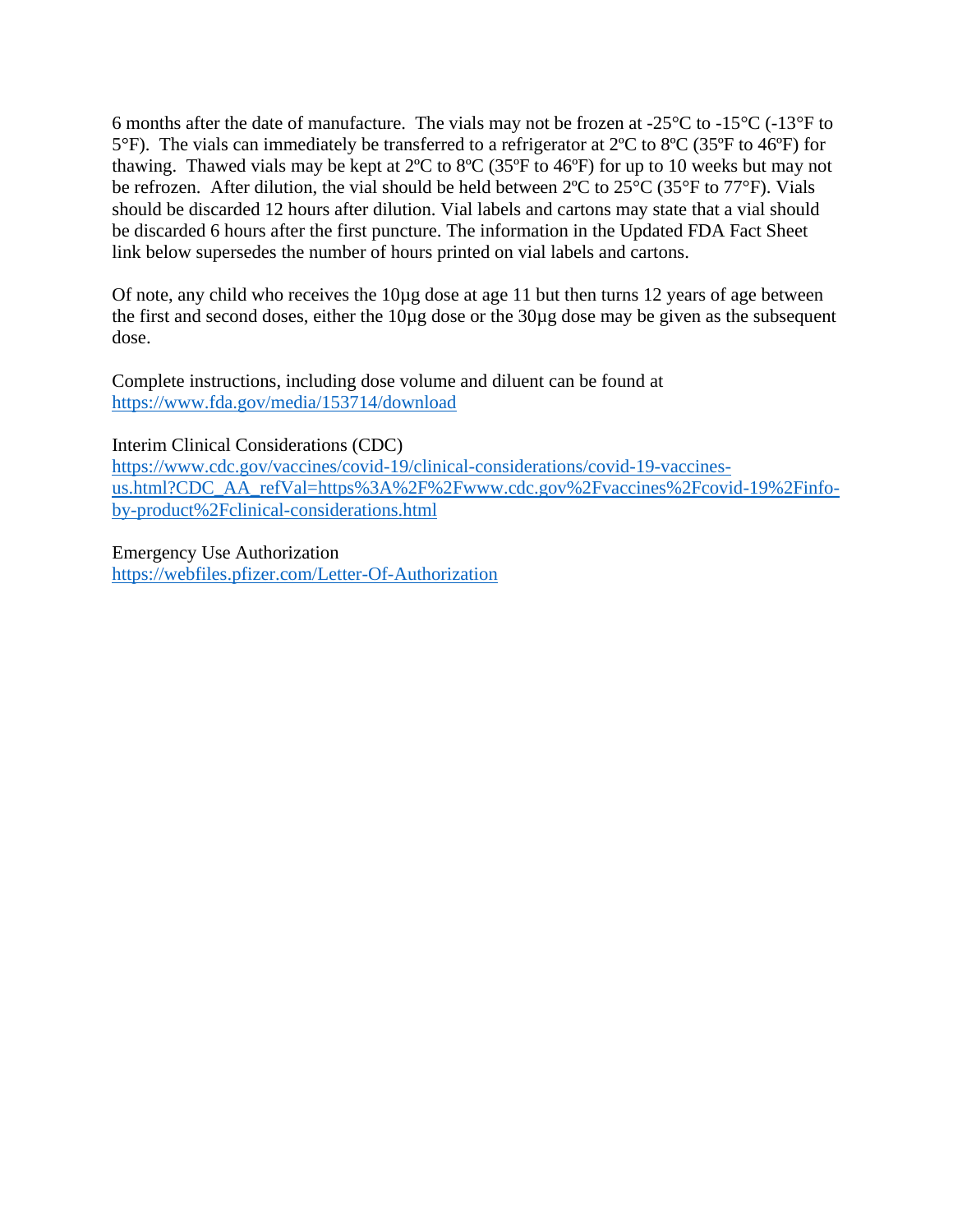6 months after the date of manufacture. The vials may not be frozen at -25°C to -15°C (-13°F to 5°F). The vials can immediately be transferred to a refrigerator at 2ºC to 8ºC (35ºF to 46ºF) for thawing. Thawed vials may be kept at 2ºC to 8ºC (35ºF to 46ºF) for up to 10 weeks but may not be refrozen. After dilution, the vial should be held between 2ºC to 25°C (35°F to 77°F). Vials should be discarded 12 hours after dilution. Vial labels and cartons may state that a vial should be discarded 6 hours after the first puncture. The information in the Updated FDA Fact Sheet link below supersedes the number of hours printed on vial labels and cartons.

Of note, any child who receives the 10µg dose at age 11 but then turns 12 years of age between the first and second doses, either the 10µg dose or the 30µg dose may be given as the subsequent dose.

Complete instructions, including dose volume and diluent can be found at
[https://www.fda.gov/media/153714/download](https://www.fda.gov/media/153714/download)

Interim Clinical Considerations (CDC)
[https://www.cdc.gov/vaccines/covid-19/clinical-considerations/covid-19-vaccines-us.html?CDC_AA_refVal=https%3A%2F%2Fwww.cdc.gov%2Fvaccines%2Fcovid-19%2Finfo-by-product%2Fclinical-considerations.html](https://www.cdc.gov/vaccines/covid-19/clinical-considerations/covid-19-vaccines-us.html?CDC_AA_refVal=https%3A%2F%2Fwww.cdc.gov%2Fvaccines%2Fcovid-19%2Finfo-by-product%2Fclinical-considerations.html)

Emergency Use Authorization
[https://webfiles.pfizer.com/Letter-Of-Authorization](https://webfiles.pfizer.com/Letter-Of-Authorization)